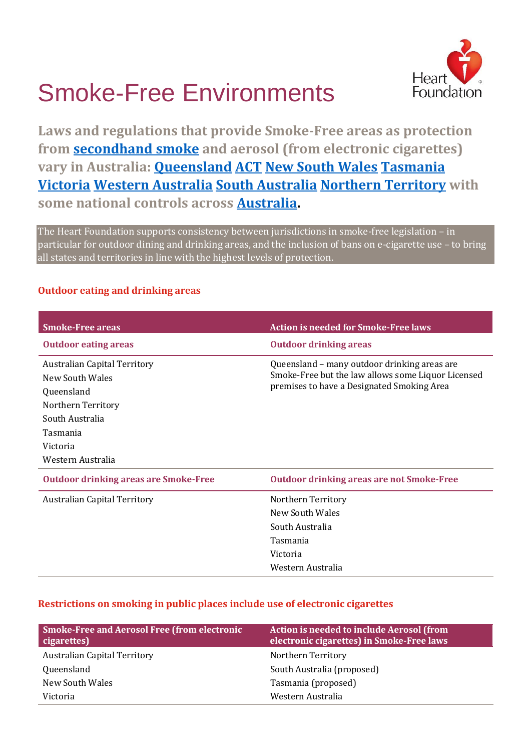# Smoke-Free Environments

**Laws and regulations that provide Smoke-Free areas as protection from secondhand smoke and aerosol (from electronic cigarettes) vary in Australia: Queensland ACT New South Wales Tasmania Victoria Western Australia South Australia Northern Territory with some national controls across Australia.**

The Heart Foundation supports consistency between jurisdictions in smoke-free legislation – in particular for outdoor dining and drinking areas, and the inclusion of bans on e-cigarette use – to bring all states and territories in line with the highest levels of protection.

## Outdoor eating and drinking areas

| Smoke-Free areas | Action is needed for Smoke-Free laws |
|---|---|
| **Outdoor eating areas** | **Outdoor drinking areas** |
| Australian Capital Territory<br>New South Wales<br>Queensland<br>Northern Territory<br>South Australia<br>Tasmania<br>Victoria<br>Western Australia | Queensland – many outdoor drinking areas are Smoke-Free but the law allows some Liquor Licensed premises to have a Designated Smoking Area |
| **Outdoor drinking areas are Smoke-Free** | **Outdoor drinking areas are not Smoke-Free** |
| Australian Capital Territory | Northern Territory<br>New South Wales<br>South Australia<br>Tasmania<br>Victoria<br>Western Australia |

## Restrictions on smoking in public places include use of electronic cigarettes

| Smoke-Free and Aerosol Free (from electronic cigarettes) | Action is needed to include Aerosol (from electronic cigarettes) in Smoke-Free laws |
|---|---|
| Australian Capital Territory | Northern Territory |
| Queensland | South Australia (proposed) |
| New South Wales | Tasmania (proposed) |
| Victoria | Western Australia |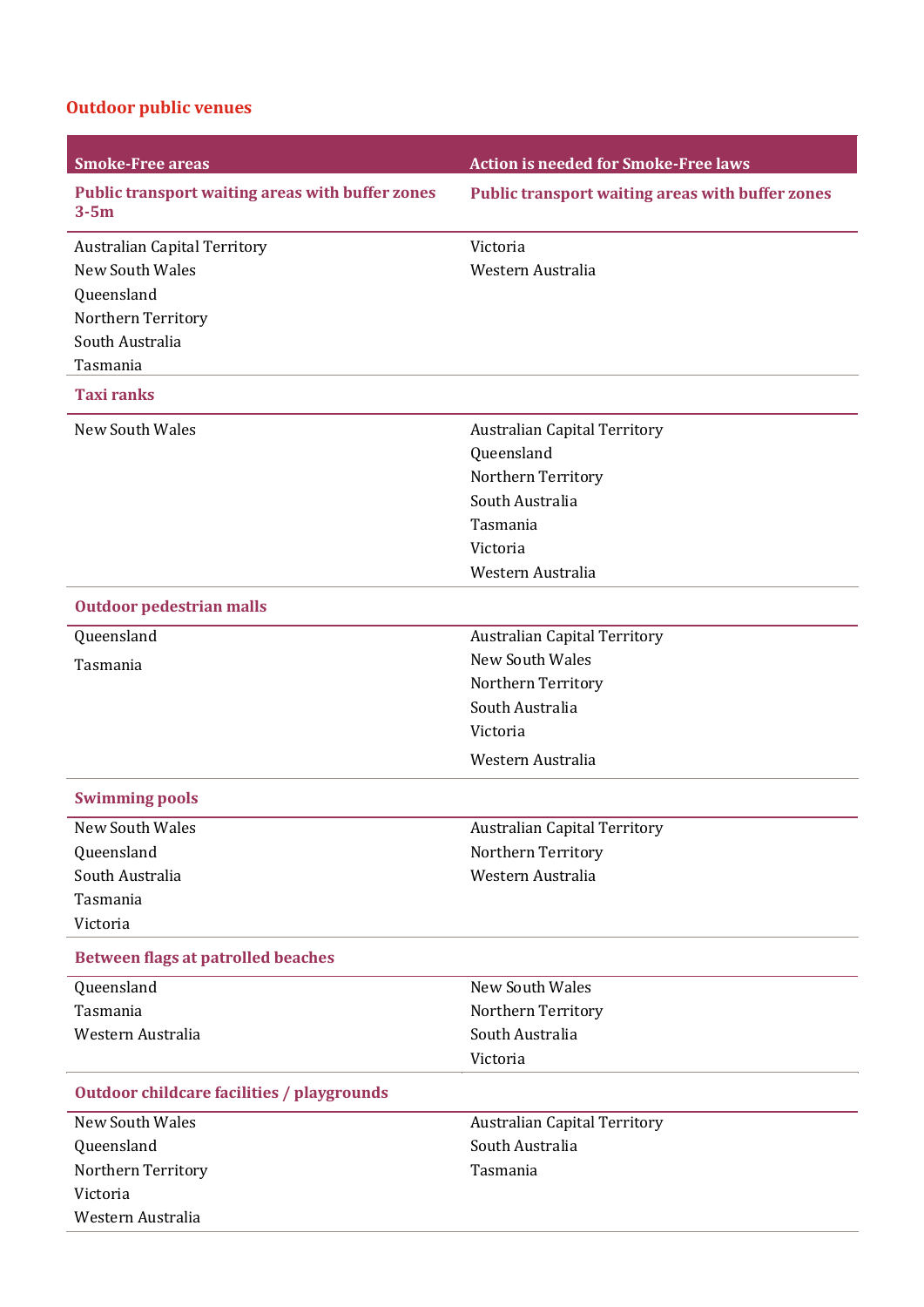## Outdoor public venues

| Smoke-Free areas | Action is needed for Smoke-Free laws |
|---|---|
| **Public transport waiting areas with buffer zones 3-5m** | **Public transport waiting areas with buffer zones** |
| Australian Capital Territory<br>New South Wales<br>Queensland<br>Northern Territory<br>South Australia<br>Tasmania | Victoria<br>Western Australia |
| **Taxi ranks** | |
| New South Wales | Australian Capital Territory<br>Queensland<br>Northern Territory<br>South Australia<br>Tasmania<br>Victoria<br>Western Australia |
| **Outdoor pedestrian malls** | |
| Queensland<br>Tasmania | Australian Capital Territory<br>New South Wales<br>Northern Territory<br>South Australia<br>Victoria<br>Western Australia |
| **Swimming pools** | |
| New South Wales<br>Queensland<br>South Australia<br>Tasmania<br>Victoria | Australian Capital Territory<br>Northern Territory<br>Western Australia |
| **Between flags at patrolled beaches** | |
| Queensland<br>Tasmania<br>Western Australia | New South Wales<br>Northern Territory<br>South Australia<br>Victoria |
| **Outdoor childcare facilities / playgrounds** | |
| New South Wales<br>Queensland<br>Northern Territory<br>Victoria<br>Western Australia | Australian Capital Territory<br>South Australia<br>Tasmania |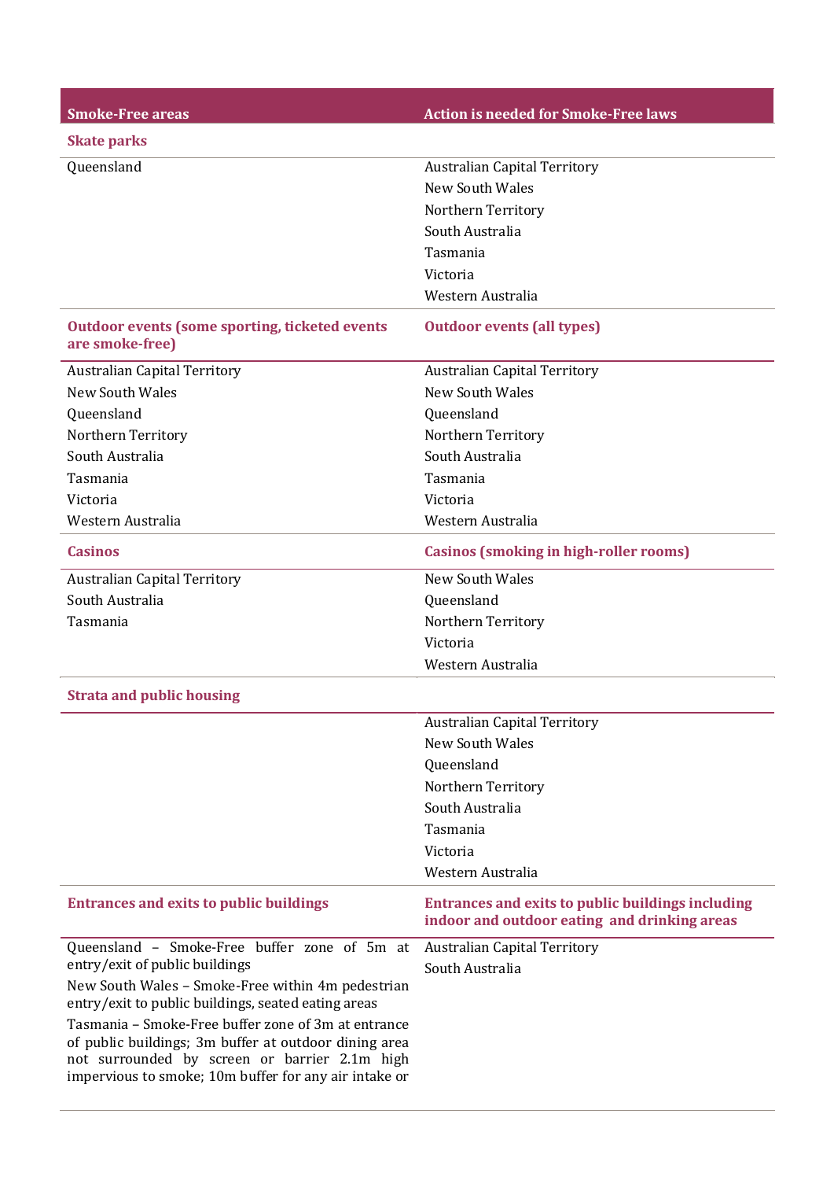| Smoke-Free areas | Action is needed for Smoke-Free laws |
|---|---|
| **Skate parks** | |
| Queensland | Australian Capital Territory<br>New South Wales<br>Northern Territory<br>South Australia<br>Tasmania<br>Victoria<br>Western Australia |
| **Outdoor events (some sporting, ticketed events are smoke-free)** | **Outdoor events (all types)** |
| Australian Capital Territory<br>New South Wales<br>Queensland<br>Northern Territory<br>South Australia<br>Tasmania<br>Victoria<br>Western Australia | Australian Capital Territory<br>New South Wales<br>Queensland<br>Northern Territory<br>South Australia<br>Tasmania<br>Victoria<br>Western Australia |
| **Casinos** | **Casinos (smoking in high-roller rooms)** |
| Australian Capital Territory<br>South Australia<br>Tasmania | New South Wales<br>Queensland<br>Northern Territory<br>Victoria<br>Western Australia |
| **Strata and public housing** | |
| | Australian Capital Territory<br>New South Wales<br>Queensland<br>Northern Territory<br>South Australia<br>Tasmania<br>Victoria<br>Western Australia |
| **Entrances and exits to public buildings** | **Entrances and exits to public buildings including indoor and outdoor eating and drinking areas** |
| Queensland – Smoke-Free buffer zone of 5m at entry/exit of public buildings<br>New South Wales – Smoke-Free within 4m pedestrian entry/exit to public buildings, seated eating areas<br>Tasmania – Smoke-Free buffer zone of 3m at entrance of public buildings; 3m buffer at outdoor dining area not surrounded by screen or barrier 2.1m high impervious to smoke; 10m buffer for any air intake or | Australian Capital Territory<br>South Australia |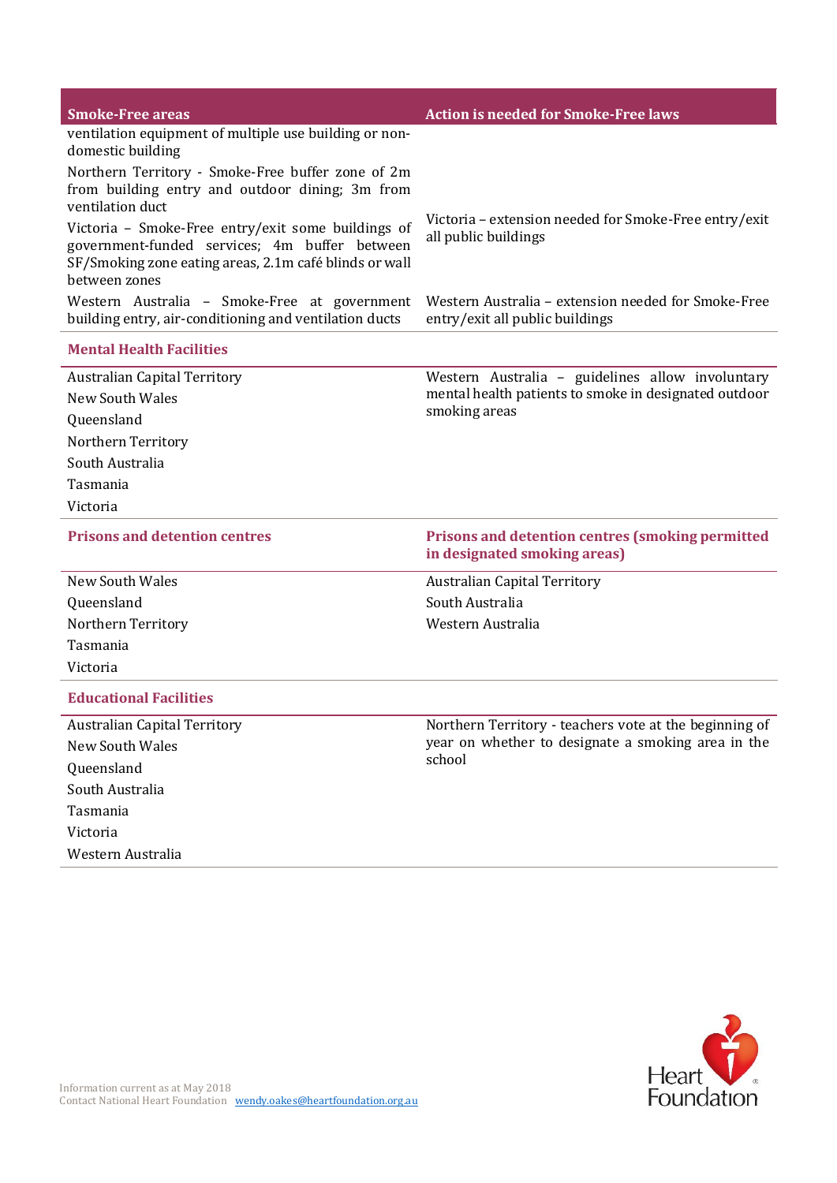| Smoke-Free areas | Action is needed for Smoke-Free laws |
|---|---|
| ventilation equipment of multiple use building or non-domestic building | |
| Northern Territory - Smoke-Free buffer zone of 2m from building entry and outdoor dining; 3m from ventilation duct | |
| Victoria – Smoke-Free entry/exit some buildings of government-funded services; 4m buffer between SF/Smoking zone eating areas, 2.1m café blinds or wall between zones | Victoria – extension needed for Smoke-Free entry/exit all public buildings |
| Western Australia – Smoke-Free at government building entry, air-conditioning and ventilation ducts | Western Australia – extension needed for Smoke-Free entry/exit all public buildings |
| **Mental Health Facilities** | |
| Australian Capital Territory<br>New South Wales<br>Queensland<br>Northern Territory<br>South Australia<br>Tasmania<br>Victoria | Western Australia – guidelines allow involuntary mental health patients to smoke in designated outdoor smoking areas |
| **Prisons and detention centres** | **Prisons and detention centres (smoking permitted in designated smoking areas)** |
| New South Wales<br>Queensland<br>Northern Territory<br>Tasmania<br>Victoria | Australian Capital Territory<br>South Australia<br>Western Australia |
| **Educational Facilities** | |
| Australian Capital Territory<br>New South Wales<br>Queensland<br>South Australia<br>Tasmania<br>Victoria<br>Western Australia | Northern Territory - teachers vote at the beginning of year on whether to designate a smoking area in the school |

Information current as at May 2018
Contact National Heart Foundation wendy.oakes@heartfoundation.org.au

Heart Foundation